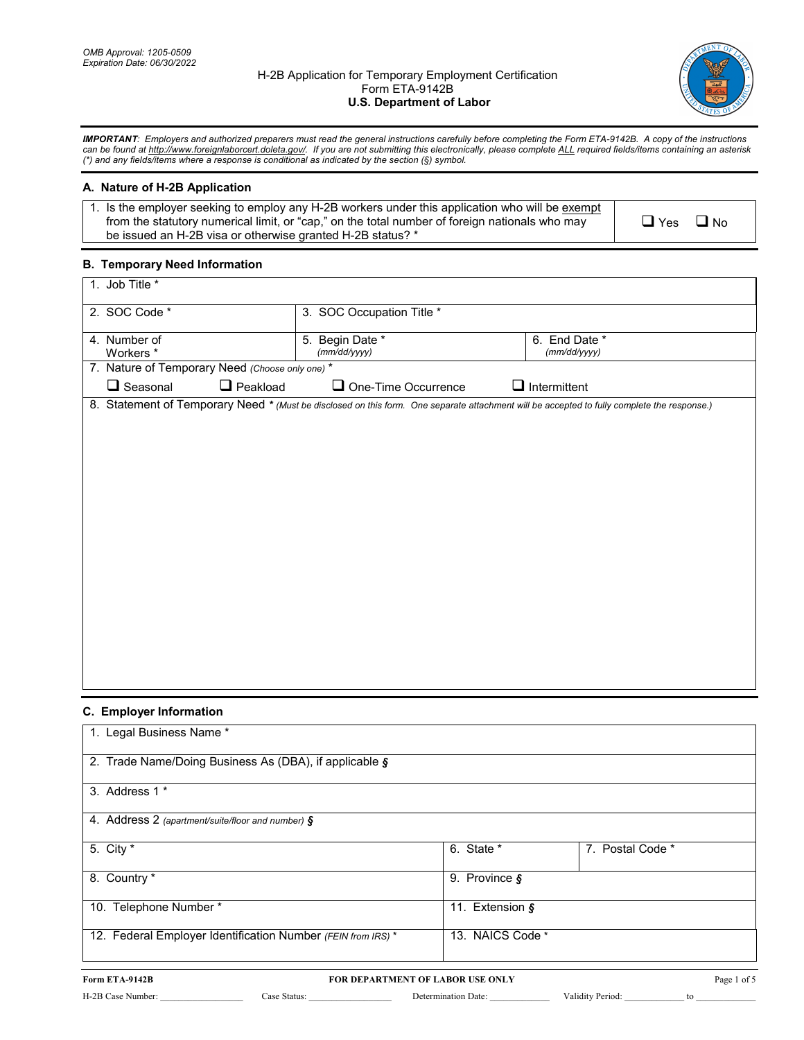OMB Approval: 1205-0509
Expiration Date: 06/30/2022

# H-2B Application for Temporary Employment Certification
## Form ETA-9142B
## U.S. Department of Labor

***IMPORTANT****: Employers and authorized preparers must read the general instructions carefully before completing the Form ETA-9142B. A copy of the instructions can be found at http://www.foreignlaborcert.doleta.gov/. If you are not submitting this electronically, please complete ALL required fields/items containing an asterisk (*) and any fields/items where a response is conditional as indicated by the section (§) symbol.*

### A. Nature of H-2B Application

| | |
|---|---|
| 1. Is the employer seeking to employ any H-2B workers under this application who will be exempt from the statutory numerical limit, or "cap," on the total number of foreign nationals who may be issued an H-2B visa or otherwise granted H-2B status? * | ☐ Yes ☐ No |

### B. Temporary Need Information

| | | |
|---|---|---|
| 1. Job Title * | | |
| 2. SOC Code * | 3. SOC Occupation Title * | |
| 4. Number of Workers * | 5. Begin Date * *(mm/dd/yyyy)* | 6. End Date * *(mm/dd/yyyy)* |

7. Nature of Temporary Need *(Choose only one)* *

☐ Seasonal ☐ Peakload ☐ One-Time Occurrence ☐ Intermittent

8. Statement of Temporary Need * *(Must be disclosed on this form. One separate attachment will be accepted to fully complete the response.)*

### C. Employer Information

| | | |
|---|---|---|
| 1. Legal Business Name * | | |
| 2. Trade Name/Doing Business As (DBA), if applicable § | | |
| 3. Address 1 * | | |
| 4. Address 2 *(apartment/suite/floor and number)* § | | |
| 5. City * | 6. State * | 7. Postal Code * |
| 8. Country * | 9. Province § | |
| 10. Telephone Number * | 11. Extension § | |
| 12. Federal Employer Identification Number *(FEIN from IRS)* * | 13. NAICS Code * | |

**FOR DEPARTMENT OF LABOR USE ONLY**

H-2B Case Number: __________________ Case Status: __________________ Determination Date: _____________ Validity Period: _____________ to _____________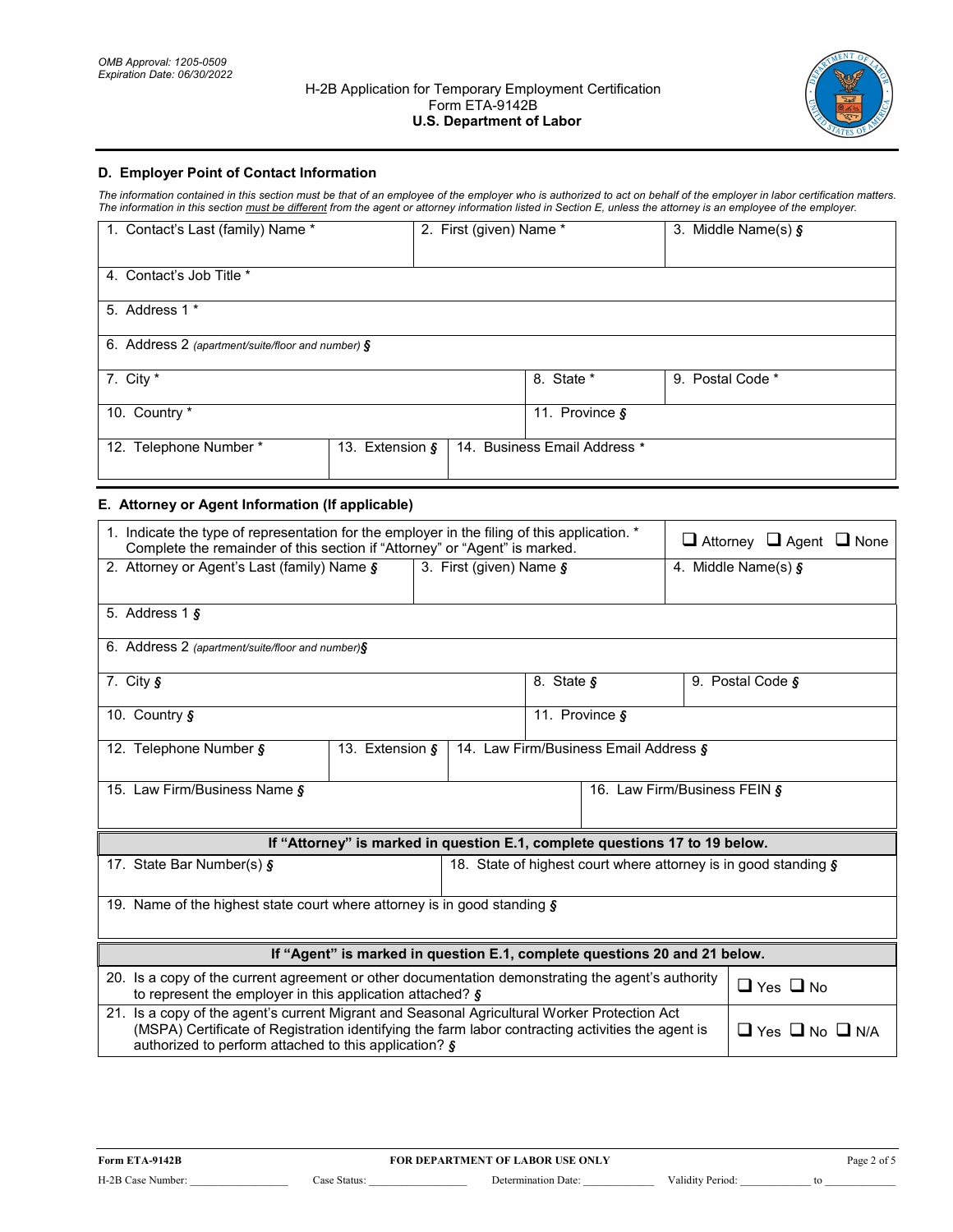OMB Approval: 1205-0509
Expiration Date: 06/30/2022

H-2B Application for Temporary Employment Certification
Form ETA-9142B
**U.S. Department of Labor**

## D. Employer Point of Contact Information

*The information contained in this section must be that of an employee of the employer who is authorized to act on behalf of the employer in labor certification matters. The information in this section must be different from the agent or attorney information listed in Section E, unless the attorney is an employee of the employer.*

| | | |
|---|---|---|
| 1. Contact's Last (family) Name * | 2. First (given) Name * | 3. Middle Name(s) § |
| 4. Contact's Job Title * | | |
| 5. Address 1 * | | |
| 6. Address 2 *(apartment/suite/floor and number)* § | | |
| 7. City * | 8. State * | 9. Postal Code * |
| 10. Country * | 11. Province § | |
| 12. Telephone Number * | 13. Extension § | 14. Business Email Address * |

## E. Attorney or Agent Information (If applicable)

| | | |
|---|---|---|
| 1. Indicate the type of representation for the employer in the filing of this application. * Complete the remainder of this section if "Attorney" or "Agent" is marked. | | ❑ Attorney ❑ Agent ❑ None |
| 2. Attorney or Agent's Last (family) Name § | 3. First (given) Name § | 4. Middle Name(s) § |
| 5. Address 1 § | | |
| 6. Address 2 *(apartment/suite/floor and number)* § | | |
| 7. City § | 8. State § | 9. Postal Code § |
| 10. Country § | 11. Province § | |
| 12. Telephone Number § | 13. Extension § | 14. Law Firm/Business Email Address § |
| 15. Law Firm/Business Name § | 16. Law Firm/Business FEIN § | |

**If "Attorney" is marked in question E.1, complete questions 17 to 19 below.**

| | |
|---|---|
| 17. State Bar Number(s) § | 18. State of highest court where attorney is in good standing § |
| 19. Name of the highest state court where attorney is in good standing § | |

**If "Agent" is marked in question E.1, complete questions 20 and 21 below.**

| | |
|---|---|
| 20. Is a copy of the current agreement or other documentation demonstrating the agent's authority to represent the employer in this application attached? § | ❑ Yes ❑ No |
| 21. Is a copy of the agent's current Migrant and Seasonal Agricultural Worker Protection Act (MSPA) Certificate of Registration identifying the farm labor contracting activities the agent is authorized to perform attached to this application? § | ❑ Yes ❑ No ❑ N/A |

Form ETA-9142B — FOR DEPARTMENT OF LABOR USE ONLY

H-2B Case Number: __________ Case Status: __________ Determination Date: __________ Validity Period: __________ to __________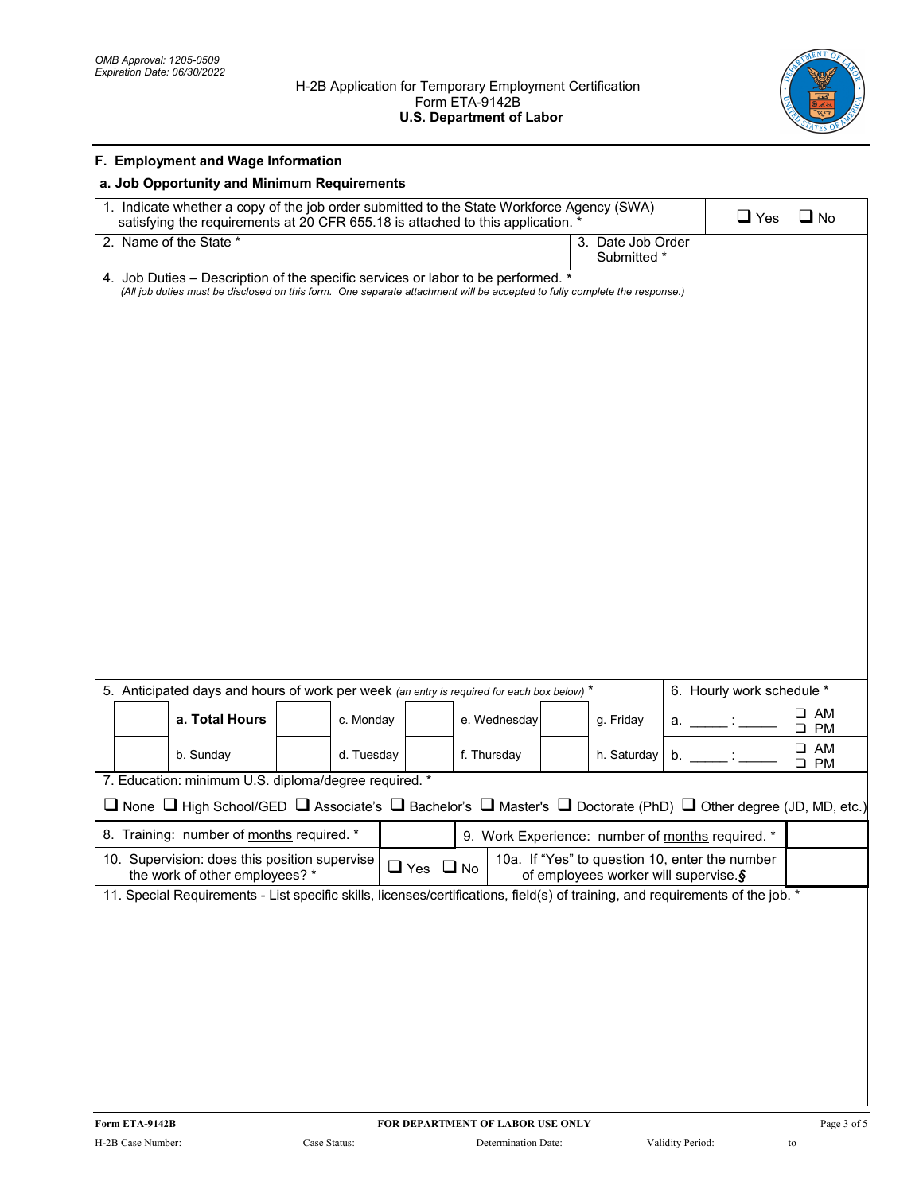OMB Approval: 1205-0509
Expiration Date: 06/30/2022

H-2B Application for Temporary Employment Certification
Form ETA-9142B
**U.S. Department of Labor**

## F. Employment and Wage Information

### a. Job Opportunity and Minimum Requirements

1. Indicate whether a copy of the job order submitted to the State Workforce Agency (SWA) satisfying the requirements at 20 CFR 655.18 is attached to this application. * ❑ Yes ❑ No

2. Name of the State *

3. Date Job Order Submitted *

4. Job Duties – Description of the specific services or labor to be performed. *
*(All job duties must be disclosed on this form. One separate attachment will be accepted to fully complete the response.)*

5. Anticipated days and hours of work per week *(an entry is required for each box below)* *

| | | | | | | | |
|---|---|---|---|---|---|---|---|
| | **a. Total Hours** | | c. Monday | | e. Wednesday | | g. Friday |
| | b. Sunday | | d. Tuesday | | f. Thursday | | h. Saturday |

6. Hourly work schedule *

a. _____ : _____ ❑ AM ❑ PM

b. _____ : _____ ❑ AM ❑ PM

7. Education: minimum U.S. diploma/degree required. *

❑ None ❑ High School/GED ❑ Associate's ❑ Bachelor's ❑ Master's ❑ Doctorate (PhD) ❑ Other degree (JD, MD, etc.)

8. Training: number of months required. *

9. Work Experience: number of months required. *

10. Supervision: does this position supervise the work of other employees? * ❑ Yes ❑ No

10a. If "Yes" to question 10, enter the number of employees worker will supervise.§

11. Special Requirements - List specific skills, licenses/certifications, field(s) of training, and requirements of the job. *

**FOR DEPARTMENT OF LABOR USE ONLY**

H-2B Case Number: ________________ Case Status: ________________ Determination Date: ____________ Validity Period: ____________ to ____________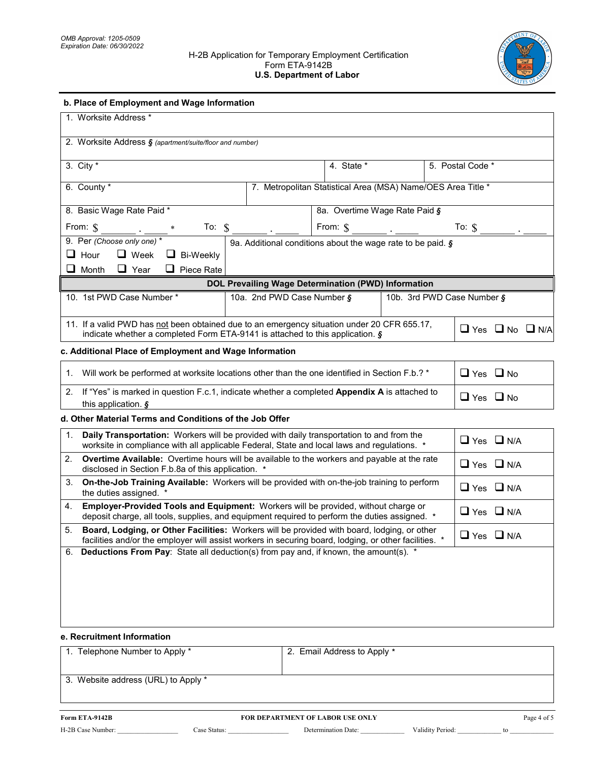OMB Approval: 1205-0509
Expiration Date: 06/30/2022

H-2B Application for Temporary Employment Certification
Form ETA-9142B
**U.S. Department of Labor**

### b. Place of Employment and Wage Information

| | | |
|---|---|---|
| 1. Worksite Address * | | |
| 2. Worksite Address § *(apartment/suite/floor and number)* | | |
| 3. City * | 4. State * | 5. Postal Code * |
| 6. County * | 7. Metropolitan Statistical Area (MSA) Name/OES Area Title * | |
| 8. Basic Wage Rate Paid * From: $ _______ . _____ * To: $ _______ . _____ | 8a. Overtime Wage Rate Paid § From: $ _______ . _____ To: $ _______ . _____ | |
| 9. Per *(Choose only one)* * ❑ Hour ❑ Week ❑ Bi-Weekly ❑ Month ❑ Year ❑ Piece Rate | 9a. Additional conditions about the wage rate to be paid. § | |

**DOL Prevailing Wage Determination (PWD) Information**

| | | |
|---|---|---|
| 10. 1st PWD Case Number * | 10a. 2nd PWD Case Number § | 10b. 3rd PWD Case Number § |

| | |
|---|---|
| 11. If a valid PWD has not been obtained due to an emergency situation under 20 CFR 655.17, indicate whether a completed Form ETA-9141 is attached to this application. § | ❑ Yes ❑ No ❑ N/A |

### c. Additional Place of Employment and Wage Information

| | |
|---|---|
| 1. Will work be performed at worksite locations other than the one identified in Section F.b.? * | ❑ Yes ❑ No |
| 2. If "Yes" is marked in question F.c.1, indicate whether a completed **Appendix A** is attached to this application. § | ❑ Yes ❑ No |

### d. Other Material Terms and Conditions of the Job Offer

| | |
|---|---|
| 1. **Daily Transportation:** Workers will be provided with daily transportation to and from the worksite in compliance with all applicable Federal, State and local laws and regulations. * | ❑ Yes ❑ N/A |
| 2. **Overtime Available:** Overtime hours will be available to the workers and payable at the rate disclosed in Section F.b.8a of this application. * | ❑ Yes ❑ N/A |
| 3. **On-the-Job Training Available:** Workers will be provided with on-the-job training to perform the duties assigned. * | ❑ Yes ❑ N/A |
| 4. **Employer-Provided Tools and Equipment:** Workers will be provided, without charge or deposit charge, all tools, supplies, and equipment required to perform the duties assigned. * | ❑ Yes ❑ N/A |
| 5. **Board, Lodging, or Other Facilities:** Workers will be provided with board, lodging, or other facilities and/or the employer will assist workers in securing board, lodging, or other facilities. * | ❑ Yes ❑ N/A |
| 6. **Deductions From Pay**: State all deduction(s) from pay and, if known, the amount(s). * | |

### e. Recruitment Information

| | |
|---|---|
| 1. Telephone Number to Apply * | 2. Email Address to Apply * |
| 3. Website address (URL) to Apply * | |

**Form ETA-9142B** **FOR DEPARTMENT OF LABOR USE ONLY**

H-2B Case Number: _________________ Case Status: _________________ Determination Date: _____________ Validity Period: ____________ to _____________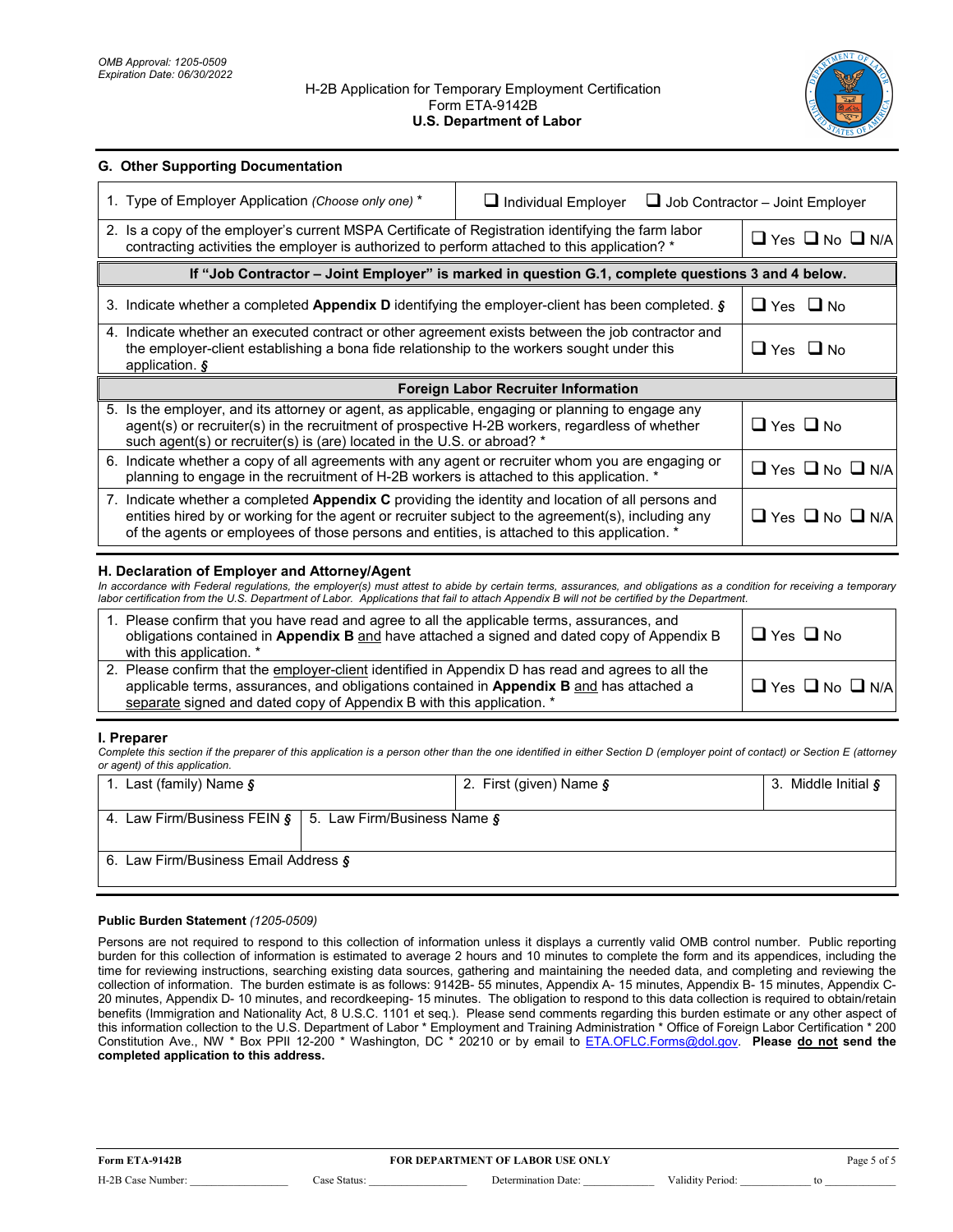OMB Approval: 1205-0509
Expiration Date: 06/30/2022

H-2B Application for Temporary Employment Certification
Form ETA-9142B
**U.S. Department of Labor**

## G. Other Supporting Documentation

| | |
|---|---|
| 1. Type of Employer Application *(Choose only one)* * | ❑ Individual Employer ❑ Job Contractor – Joint Employer |
| 2. Is a copy of the employer's current MSPA Certificate of Registration identifying the farm labor contracting activities the employer is authorized to perform attached to this application? * | ❑ Yes ❑ No ❑ N/A |
| **If "Job Contractor – Joint Employer" is marked in question G.1, complete questions 3 and 4 below.** | |
| 3. Indicate whether a completed **Appendix D** identifying the employer-client has been completed. § | ❑ Yes ❑ No |
| 4. Indicate whether an executed contract or other agreement exists between the job contractor and the employer-client establishing a bona fide relationship to the workers sought under this application. § | ❑ Yes ❑ No |
| **Foreign Labor Recruiter Information** | |
| 5. Is the employer, and its attorney or agent, as applicable, engaging or planning to engage any agent(s) or recruiter(s) in the recruitment of prospective H-2B workers, regardless of whether such agent(s) or recruiter(s) is (are) located in the U.S. or abroad? * | ❑ Yes ❑ No |
| 6. Indicate whether a copy of all agreements with any agent or recruiter whom you are engaging or planning to engage in the recruitment of H-2B workers is attached to this application. * | ❑ Yes ❑ No ❑ N/A |
| 7. Indicate whether a completed **Appendix C** providing the identity and location of all persons and entities hired by or working for the agent or recruiter subject to the agreement(s), including any of the agents or employees of those persons and entities, is attached to this application. * | ❑ Yes ❑ No ❑ N/A |

## H. Declaration of Employer and Attorney/Agent

*In accordance with Federal regulations, the employer(s) must attest to abide by certain terms, assurances, and obligations as a condition for receiving a temporary labor certification from the U.S. Department of Labor. Applications that fail to attach Appendix B will not be certified by the Department.*

| | |
|---|---|
| 1. Please confirm that you have read and agree to all the applicable terms, assurances, and obligations contained in **Appendix B** and have attached a signed and dated copy of Appendix B with this application. * | ❑ Yes ❑ No |
| 2. Please confirm that the employer-client identified in Appendix D has read and agrees to all the applicable terms, assurances, and obligations contained in **Appendix B** and has attached a separate signed and dated copy of Appendix B with this application. * | ❑ Yes ❑ No ❑ N/A |

## I. Preparer

*Complete this section if the preparer of this application is a person other than the one identified in either Section D (employer point of contact) or Section E (attorney or agent) of this application.*

| | | |
|---|---|---|
| 1. Last (family) Name § | 2. First (given) Name § | 3. Middle Initial § |
| 4. Law Firm/Business FEIN § | 5. Law Firm/Business Name § | |
| 6. Law Firm/Business Email Address § | | |

**Public Burden Statement** *(1205-0509)*

Persons are not required to respond to this collection of information unless it displays a currently valid OMB control number. Public reporting burden for this collection of information is estimated to average 2 hours and 10 minutes to complete the form and its appendices, including the time for reviewing instructions, searching existing data sources, gathering and maintaining the needed data, and completing and reviewing the collection of information. The burden estimate is as follows: 9142B- 55 minutes, Appendix A- 15 minutes, Appendix B- 15 minutes, Appendix C- 20 minutes, Appendix D- 10 minutes, and recordkeeping- 15 minutes. The obligation to respond to this data collection is required to obtain/retain benefits (Immigration and Nationality Act, 8 U.S.C. 1101 et seq.). Please send comments regarding this burden estimate or any other aspect of this information collection to the U.S. Department of Labor * Employment and Training Administration * Office of Foreign Labor Certification * 200 Constitution Ave., NW * Box PPII 12-200 * Washington, DC * 20210 or by email to ETA.OFLC.Forms@dol.gov. **Please do not send the completed application to this address.**

Form ETA-9142B | **FOR DEPARTMENT OF LABOR USE ONLY**

H-2B Case Number: ________________ Case Status: ________________ Determination Date: ____________ Validity Period: ____________ to ____________